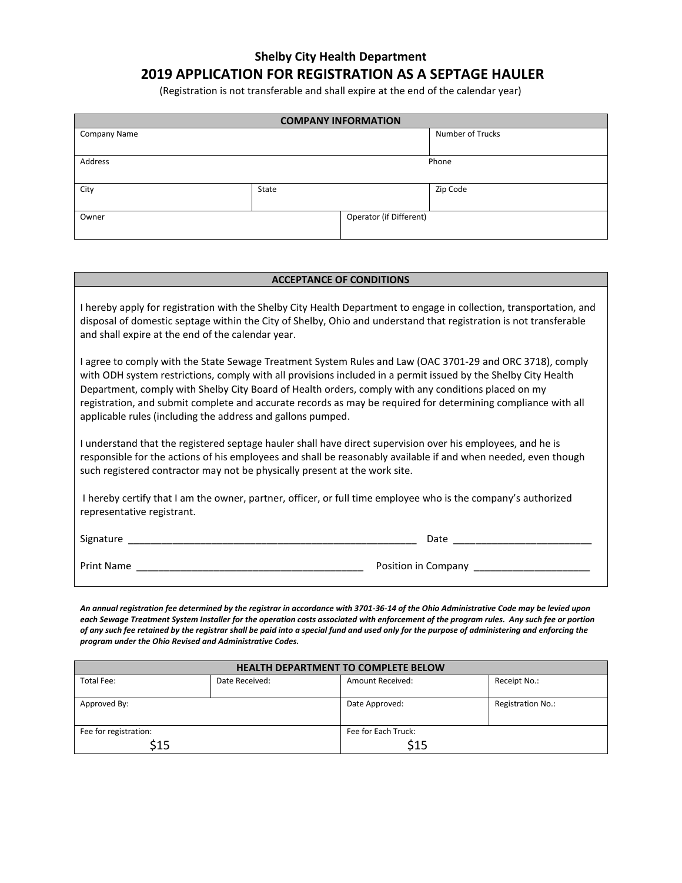**Shelby City Health Department**

# 2019 APPLICATION FOR REGISTRATION AS A SEPTAGE HAULER

(Registration is not transferable and shall expire at the end of the calendar year)

| COMPANY INFORMATION | | |
|---|---|---|
| Company Name | | Number of Trucks |
| Address | | Phone |
| City | State | Zip Code |
| Owner | Operator (if Different) | |

| ACCEPTANCE OF CONDITIONS |
|---|

I hereby apply for registration with the Shelby City Health Department to engage in collection, transportation, and disposal of domestic septage within the City of Shelby, Ohio and understand that registration is not transferable and shall expire at the end of the calendar year.

I agree to comply with the State Sewage Treatment System Rules and Law (OAC 3701-29 and ORC 3718), comply with ODH system restrictions, comply with all provisions included in a permit issued by the Shelby City Health Department, comply with Shelby City Board of Health orders, comply with any conditions placed on my registration, and submit complete and accurate records as may be required for determining compliance with all applicable rules (including the address and gallons pumped.

I understand that the registered septage hauler shall have direct supervision over his employees, and he is responsible for the actions of his employees and shall be reasonably available if and when needed, even though such registered contractor may not be physically present at the work site.

I hereby certify that I am the owner, partner, officer, or full time employee who is the company's authorized representative registrant.

Signature _____________________________________________________ Date _________________________

Print Name ________________________________________ Position in Company ____________________

***An annual registration fee determined by the registrar in accordance with 3701-36-14 of the Ohio Administrative Code may be levied upon each Sewage Treatment System Installer for the operation costs associated with enforcement of the program rules. Any such fee or portion of any such fee retained by the registrar shall be paid into a special fund and used only for the purpose of administering and enforcing the program under the Ohio Revised and Administrative Codes.***

| HEALTH DEPARTMENT TO COMPLETE BELOW | | | |
|---|---|---|---|
| Total Fee: | Date Received: | Amount Received: | Receipt No.: |
| Approved By: | | Date Approved: | Registration No.: |
| Fee for registration: $15 | | Fee for Each Truck: $15 | |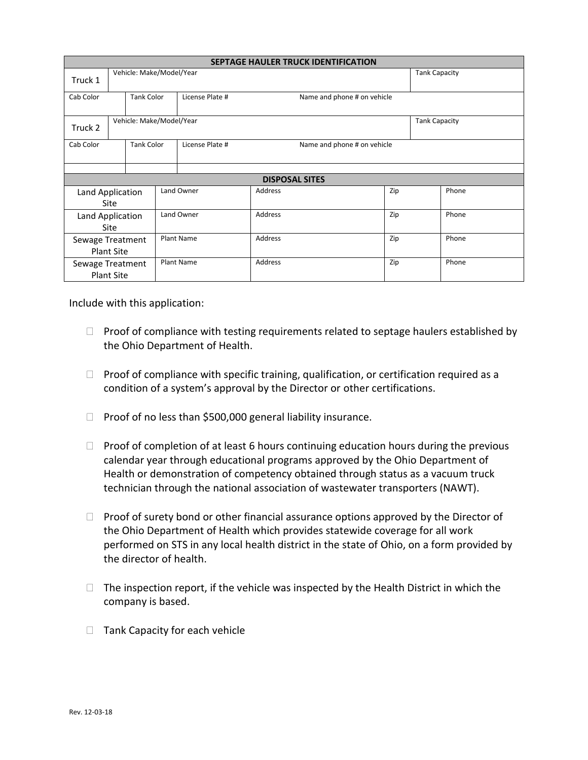| SEPTAGE HAULER TRUCK IDENTIFICATION | | | | |
|---|---|---|---|---|
| Truck 1 | Vehicle: Make/Model/Year | | | Tank Capacity |
| Cab Color | Tank Color | License Plate # | Name and phone # on vehicle | |
| Truck 2 | Vehicle: Make/Model/Year | | | Tank Capacity |
| Cab Color | Tank Color | License Plate # | Name and phone # on vehicle | |
| | | | | |

| DISPOSAL SITES | | | | |
|---|---|---|---|---|
| Land Application Site | Land Owner | Address | Zip | Phone |
| Land Application Site | Land Owner | Address | Zip | Phone |
| Sewage Treatment Plant Site | Plant Name | Address | Zip | Phone |
| Sewage Treatment Plant Site | Plant Name | Address | Zip | Phone |

Include with this application:

- ☐ Proof of compliance with testing requirements related to septage haulers established by the Ohio Department of Health.
- ☐ Proof of compliance with specific training, qualification, or certification required as a condition of a system's approval by the Director or other certifications.
- ☐ Proof of no less than $500,000 general liability insurance.
- ☐ Proof of completion of at least 6 hours continuing education hours during the previous calendar year through educational programs approved by the Ohio Department of Health or demonstration of competency obtained through status as a vacuum truck technician through the national association of wastewater transporters (NAWT).
- ☐ Proof of surety bond or other financial assurance options approved by the Director of the Ohio Department of Health which provides statewide coverage for all work performed on STS in any local health district in the state of Ohio, on a form provided by the director of health.
- ☐ The inspection report, if the vehicle was inspected by the Health District in which the company is based.
- ☐ Tank Capacity for each vehicle

Rev. 12-03-18